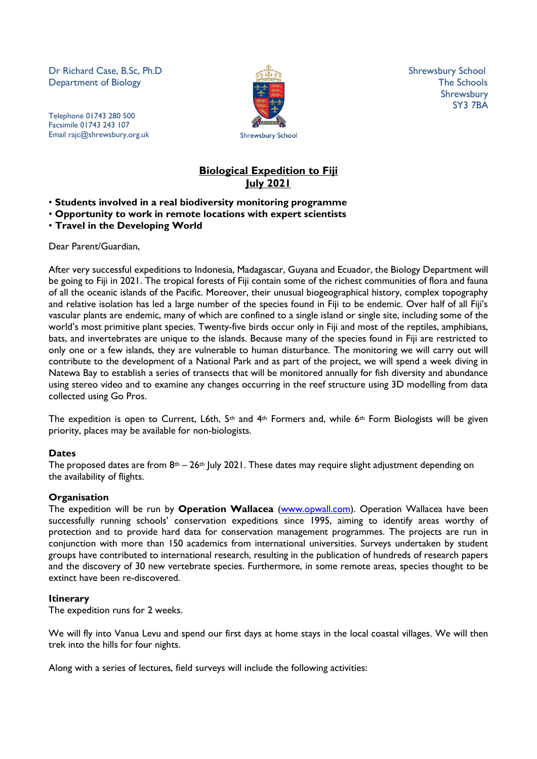Dr Richard Case, B.Sc, Ph.D
Department of Biology

Telephone 01743 280 500
Facsimile 01743 243 107
Email rajc@shrewsbury.org.uk

Shrewsbury School

Shrewsbury School
The Schools
Shrewsbury
SY3 7BA

# Biological Expedition to Fiji
## July 2021

- **Students involved in a real biodiversity monitoring programme**
- **Opportunity to work in remote locations with expert scientists**
- **Travel in the Developing World**

Dear Parent/Guardian,

After very successful expeditions to Indonesia, Madagascar, Guyana and Ecuador, the Biology Department will be going to Fiji in 2021. The tropical forests of Fiji contain some of the richest communities of flora and fauna of all the oceanic islands of the Pacific. Moreover, their unusual biogeographical history, complex topography and relative isolation has led a large number of the species found in Fiji to be endemic. Over half of all Fiji's vascular plants are endemic, many of which are confined to a single island or single site, including some of the world's most primitive plant species. Twenty-five birds occur only in Fiji and most of the reptiles, amphibians, bats, and invertebrates are unique to the islands. Because many of the species found in Fiji are restricted to only one or a few islands, they are vulnerable to human disturbance. The monitoring we will carry out will contribute to the development of a National Park and as part of the project, we will spend a week diving in Natewa Bay to establish a series of transects that will be monitored annually for fish diversity and abundance using stereo video and to examine any changes occurring in the reef structure using 3D modelling from data collected using Go Pros.

The expedition is open to Current, L6th, 5th and 4th Formers and, while 6th Form Biologists will be given priority, places may be available for non-biologists.

### Dates

The proposed dates are from 8th – 26th July 2021. These dates may require slight adjustment depending on the availability of flights.

### Organisation

The expedition will be run by **Operation Wallacea** (www.opwall.com). Operation Wallacea have been successfully running schools' conservation expeditions since 1995, aiming to identify areas worthy of protection and to provide hard data for conservation management programmes. The projects are run in conjunction with more than 150 academics from international universities. Surveys undertaken by student groups have contributed to international research, resulting in the publication of hundreds of research papers and the discovery of 30 new vertebrate species. Furthermore, in some remote areas, species thought to be extinct have been re-discovered.

### Itinerary

The expedition runs for 2 weeks.

We will fly into Vanua Levu and spend our first days at home stays in the local coastal villages. We will then trek into the hills for four nights.

Along with a series of lectures, field surveys will include the following activities: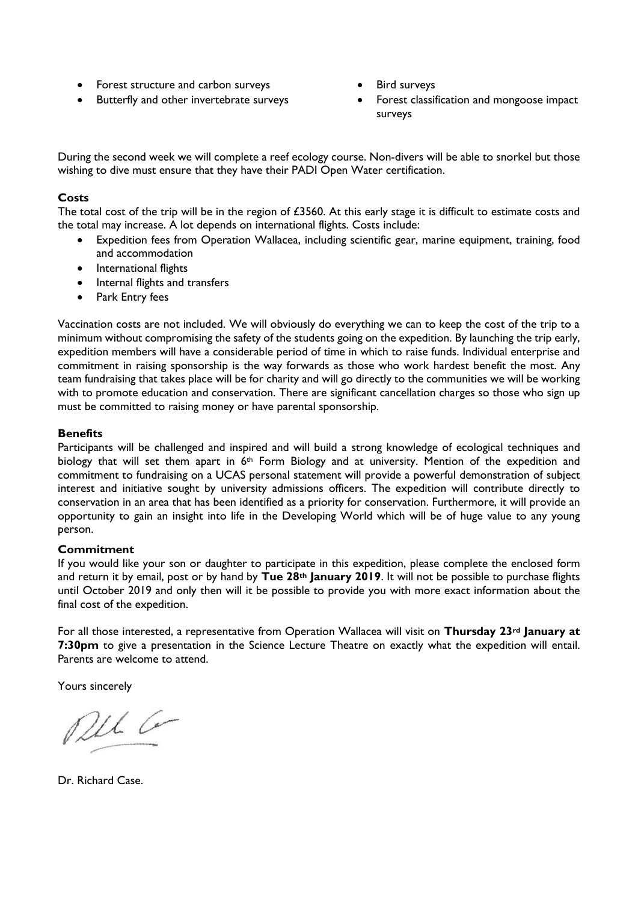- Forest structure and carbon surveys
- Butterfly and other invertebrate surveys
- Bird surveys
- Forest classification and mongoose impact surveys

During the second week we will complete a reef ecology course. Non-divers will be able to snorkel but those wishing to dive must ensure that they have their PADI Open Water certification.

**Costs**

The total cost of the trip will be in the region of £3560. At this early stage it is difficult to estimate costs and the total may increase. A lot depends on international flights. Costs include:

- Expedition fees from Operation Wallacea, including scientific gear, marine equipment, training, food and accommodation
- International flights
- Internal flights and transfers
- Park Entry fees

Vaccination costs are not included. We will obviously do everything we can to keep the cost of the trip to a minimum without compromising the safety of the students going on the expedition. By launching the trip early, expedition members will have a considerable period of time in which to raise funds. Individual enterprise and commitment in raising sponsorship is the way forwards as those who work hardest benefit the most. Any team fundraising that takes place will be for charity and will go directly to the communities we will be working with to promote education and conservation. There are significant cancellation charges so those who sign up must be committed to raising money or have parental sponsorship.

**Benefits**

Participants will be challenged and inspired and will build a strong knowledge of ecological techniques and biology that will set them apart in 6th Form Biology and at university. Mention of the expedition and commitment to fundraising on a UCAS personal statement will provide a powerful demonstration of subject interest and initiative sought by university admissions officers. The expedition will contribute directly to conservation in an area that has been identified as a priority for conservation. Furthermore, it will provide an opportunity to gain an insight into life in the Developing World which will be of huge value to any young person.

**Commitment**

If you would like your son or daughter to participate in this expedition, please complete the enclosed form and return it by email, post or by hand by **Tue 28th January 2019**. It will not be possible to purchase flights until October 2019 and only then will it be possible to provide you with more exact information about the final cost of the expedition.

For all those interested, a representative from Operation Wallacea will visit on **Thursday 23rd January at 7:30pm** to give a presentation in the Science Lecture Theatre on exactly what the expedition will entail. Parents are welcome to attend.

Yours sincerely

Dr. Richard Case.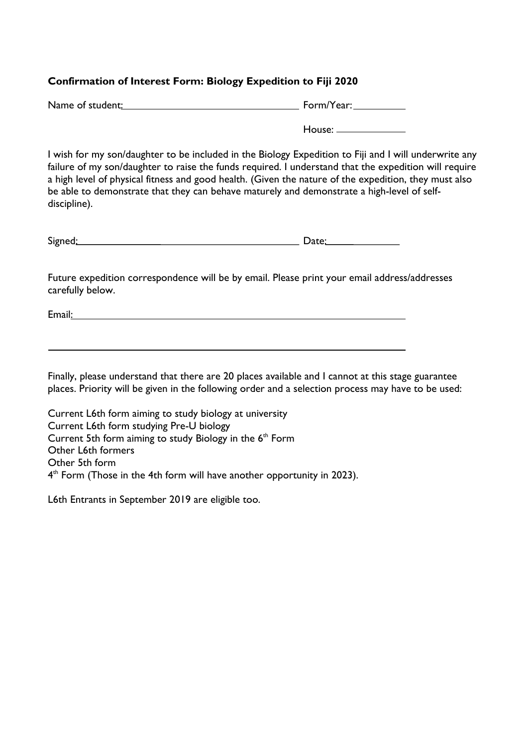**Confirmation of Interest Form: Biology Expedition to Fiji 2020**

Name of student: \_\_\_\_\_\_\_\_\_\_\_\_\_\_\_\_\_\_\_\_\_\_\_\_\_\_\_\_\_\_\_\_ Form/Year: \_\_\_\_\_\_\_\_\_\_

House: \_\_\_\_\_\_\_\_\_\_\_\_\_

I wish for my son/daughter to be included in the Biology Expedition to Fiji and I will underwrite any failure of my son/daughter to raise the funds required. I understand that the expedition will require a high level of physical fitness and good health. (Given the nature of the expedition, they must also be able to demonstrate that they can behave maturely and demonstrate a high-level of self-discipline).

Signed: \_\_\_\_\_\_\_\_\_\_\_\_\_\_\_\_\_\_\_\_\_\_\_\_\_\_\_\_\_\_\_\_\_\_\_\_\_\_\_\_\_\_ Date: \_\_\_\_\_\_\_\_\_\_\_\_\_\_

Future expedition correspondence will be by email. Please print your email address/addresses carefully below.

Email: \_\_\_\_\_\_\_\_\_\_\_\_\_\_\_\_\_\_\_\_\_\_\_\_\_\_\_\_\_\_\_\_\_\_\_\_\_\_\_\_\_\_\_\_\_\_\_\_\_\_\_\_\_\_\_\_\_\_\_\_\_\_

\_\_\_\_\_\_\_\_\_\_\_\_\_\_\_\_\_\_\_\_\_\_\_\_\_\_\_\_\_\_\_\_\_\_\_\_\_\_\_\_\_\_\_\_\_\_\_\_\_\_\_\_\_\_\_\_\_\_\_\_\_\_\_\_\_\_\_\_\_

Finally, please understand that there are 20 places available and I cannot at this stage guarantee places. Priority will be given in the following order and a selection process may have to be used:

Current L6th form aiming to study biology at university
Current L6th form studying Pre-U biology
Current 5th form aiming to study Biology in the 6th Form
Other L6th formers
Other 5th form
4th Form (Those in the 4th form will have another opportunity in 2023).

L6th Entrants in September 2019 are eligible too.